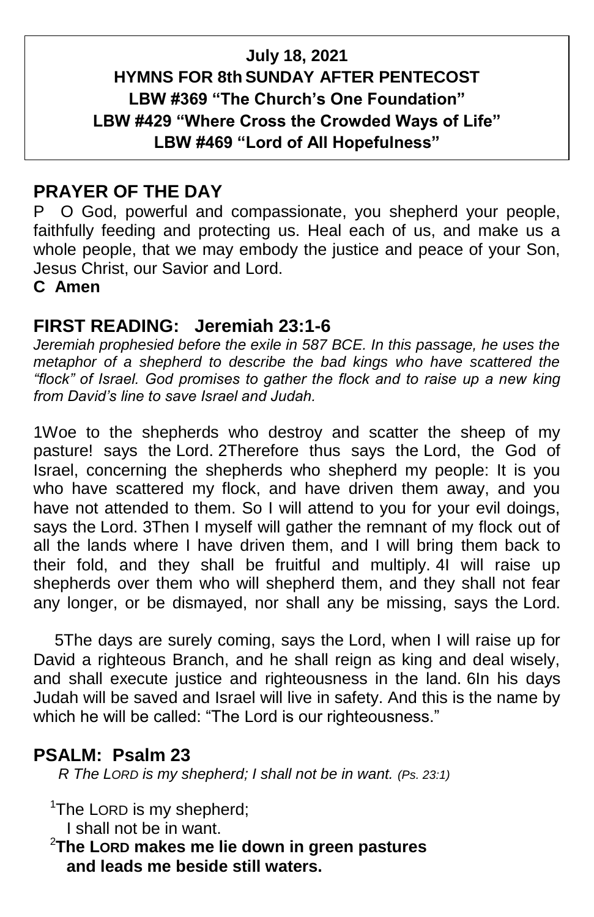**July 18, 2021**
**HYMNS FOR 8th SUNDAY AFTER PENTECOST**
**LBW #369 "The Church's One Foundation"**
**LBW #429 "Where Cross the Crowded Ways of Life"**
**LBW #469 "Lord of All Hopefulness"**

## PRAYER OF THE DAY

P O God, powerful and compassionate, you shepherd your people, faithfully feeding and protecting us. Heal each of us, and make us a whole people, that we may embody the justice and peace of your Son, Jesus Christ, our Savior and Lord.

**C Amen**

## FIRST READING: Jeremiah 23:1-6

*Jeremiah prophesied before the exile in 587 BCE. In this passage, he uses the metaphor of a shepherd to describe the bad kings who have scattered the "flock" of Israel. God promises to gather the flock and to raise up a new king from David's line to save Israel and Judah.*

1Woe to the shepherds who destroy and scatter the sheep of my pasture! says the Lord. 2Therefore thus says the Lord, the God of Israel, concerning the shepherds who shepherd my people: It is you who have scattered my flock, and have driven them away, and you have not attended to them. So I will attend to you for your evil doings, says the Lord. 3Then I myself will gather the remnant of my flock out of all the lands where I have driven them, and I will bring them back to their fold, and they shall be fruitful and multiply. 4I will raise up shepherds over them who will shepherd them, and they shall not fear any longer, or be dismayed, nor shall any be missing, says the Lord.

5The days are surely coming, says the Lord, when I will raise up for David a righteous Branch, and he shall reign as king and deal wisely, and shall execute justice and righteousness in the land. 6In his days Judah will be saved and Israel will live in safety. And this is the name by which he will be called: "The Lord is our righteousness."

## PSALM: Psalm 23

*R The LORD is my shepherd; I shall not be in want. (Ps. 23:1)*

1The LORD is my shepherd;
I shall not be in want.

**2The LORD makes me lie down in green pastures**
**and leads me beside still waters.**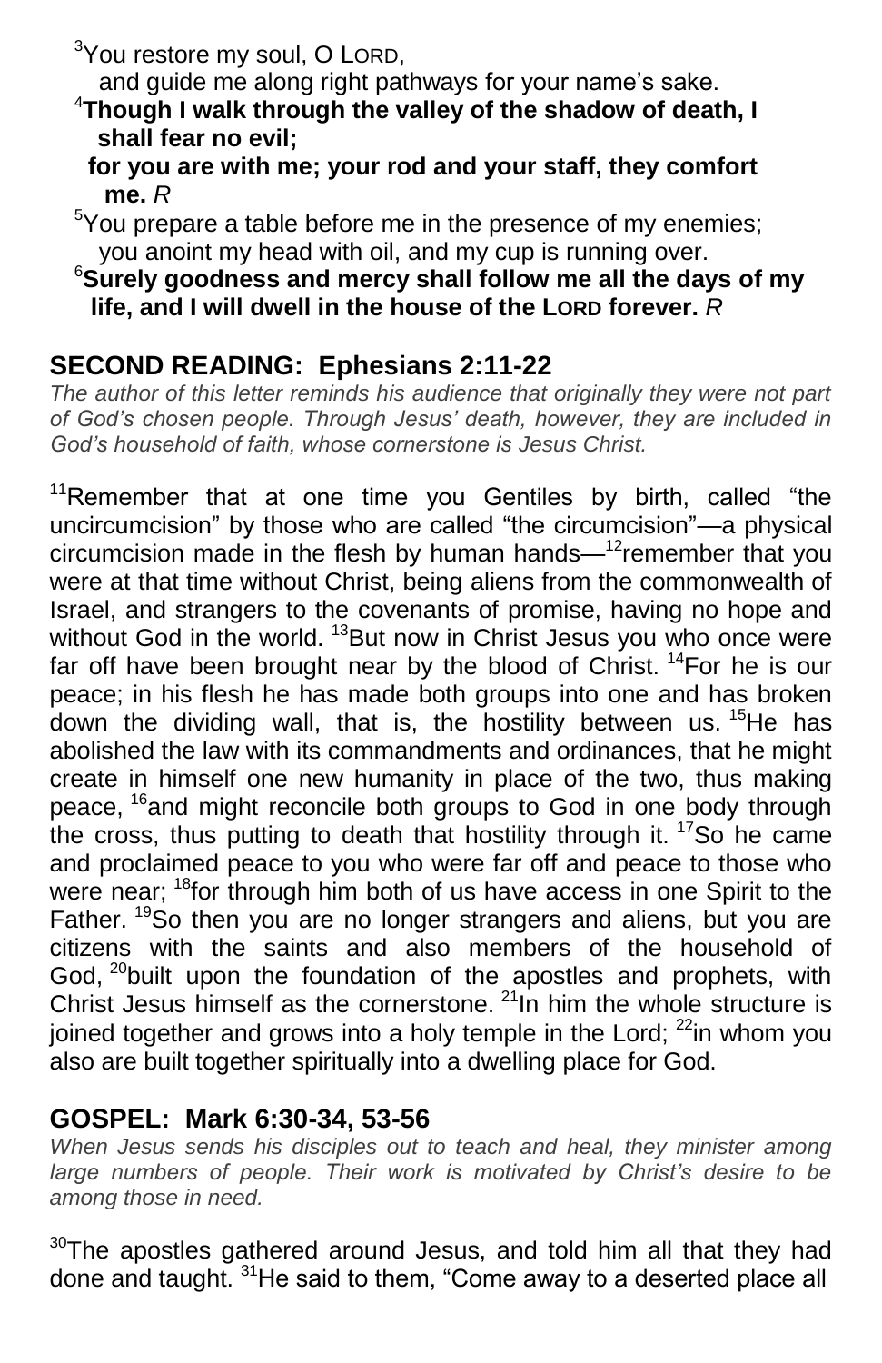[3]You restore my soul, O LORD,
  and guide me along right pathways for your name's sake.

[4]**Though I walk through the valley of the shadow of death, I shall fear no evil;**
  **for you are with me; your rod and your staff, they comfort me.** *R*

[5]You prepare a table before me in the presence of my enemies;
  you anoint my head with oil, and my cup is running over.

[6]**Surely goodness and mercy shall follow me all the days of my life, and I will dwell in the house of the LORD forever.** *R*

## SECOND READING: Ephesians 2:11-22

*The author of this letter reminds his audience that originally they were not part of God's chosen people. Through Jesus' death, however, they are included in God's household of faith, whose cornerstone is Jesus Christ.*

[11]Remember that at one time you Gentiles by birth, called "the uncircumcision" by those who are called "the circumcision"—a physical circumcision made in the flesh by human hands—[12]remember that you were at that time without Christ, being aliens from the commonwealth of Israel, and strangers to the covenants of promise, having no hope and without God in the world. [13]But now in Christ Jesus you who once were far off have been brought near by the blood of Christ. [14]For he is our peace; in his flesh he has made both groups into one and has broken down the dividing wall, that is, the hostility between us. [15]He has abolished the law with its commandments and ordinances, that he might create in himself one new humanity in place of the two, thus making peace, [16]and might reconcile both groups to God in one body through the cross, thus putting to death that hostility through it. [17]So he came and proclaimed peace to you who were far off and peace to those who were near; [18]for through him both of us have access in one Spirit to the Father. [19]So then you are no longer strangers and aliens, but you are citizens with the saints and also members of the household of God, [20]built upon the foundation of the apostles and prophets, with Christ Jesus himself as the cornerstone. [21]In him the whole structure is joined together and grows into a holy temple in the Lord; [22]in whom you also are built together spiritually into a dwelling place for God.

## GOSPEL: Mark 6:30-34, 53-56

*When Jesus sends his disciples out to teach and heal, they minister among large numbers of people. Their work is motivated by Christ's desire to be among those in need.*

[30]The apostles gathered around Jesus, and told him all that they had done and taught. [31]He said to them, "Come away to a deserted place all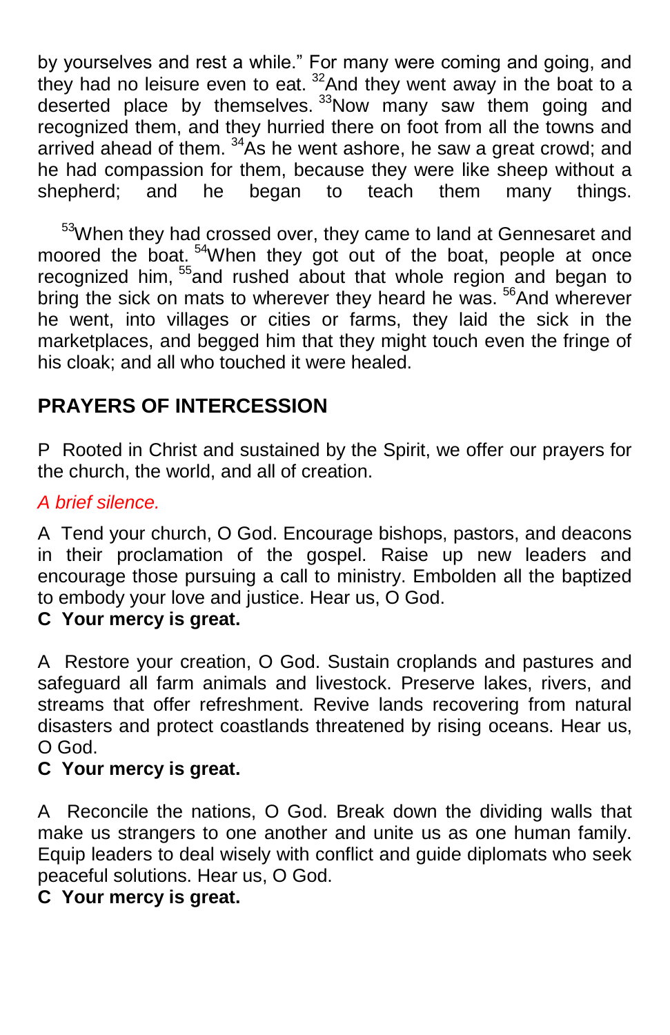by yourselves and rest a while." For many were coming and going, and they had no leisure even to eat. [32]And they went away in the boat to a deserted place by themselves. [33]Now many saw them going and recognized them, and they hurried there on foot from all the towns and arrived ahead of them. [34]As he went ashore, he saw a great crowd; and he had compassion for them, because they were like sheep without a shepherd; and he began to teach them many things.

[53]When they had crossed over, they came to land at Gennesaret and moored the boat. [54]When they got out of the boat, people at once recognized him, [55]and rushed about that whole region and began to bring the sick on mats to wherever they heard he was. [56]And wherever he went, into villages or cities or farms, they laid the sick in the marketplaces, and begged him that they might touch even the fringe of his cloak; and all who touched it were healed.

## PRAYERS OF INTERCESSION

P Rooted in Christ and sustained by the Spirit, we offer our prayers for the church, the world, and all of creation.

*A brief silence.*

A Tend your church, O God. Encourage bishops, pastors, and deacons in their proclamation of the gospel. Raise up new leaders and encourage those pursuing a call to ministry. Embolden all the baptized to embody your love and justice. Hear us, O God.
**C Your mercy is great.**

A Restore your creation, O God. Sustain croplands and pastures and safeguard all farm animals and livestock. Preserve lakes, rivers, and streams that offer refreshment. Revive lands recovering from natural disasters and protect coastlands threatened by rising oceans. Hear us, O God.
**C Your mercy is great.**

A Reconcile the nations, O God. Break down the dividing walls that make us strangers to one another and unite us as one human family. Equip leaders to deal wisely with conflict and guide diplomats who seek peaceful solutions. Hear us, O God.
**C Your mercy is great.**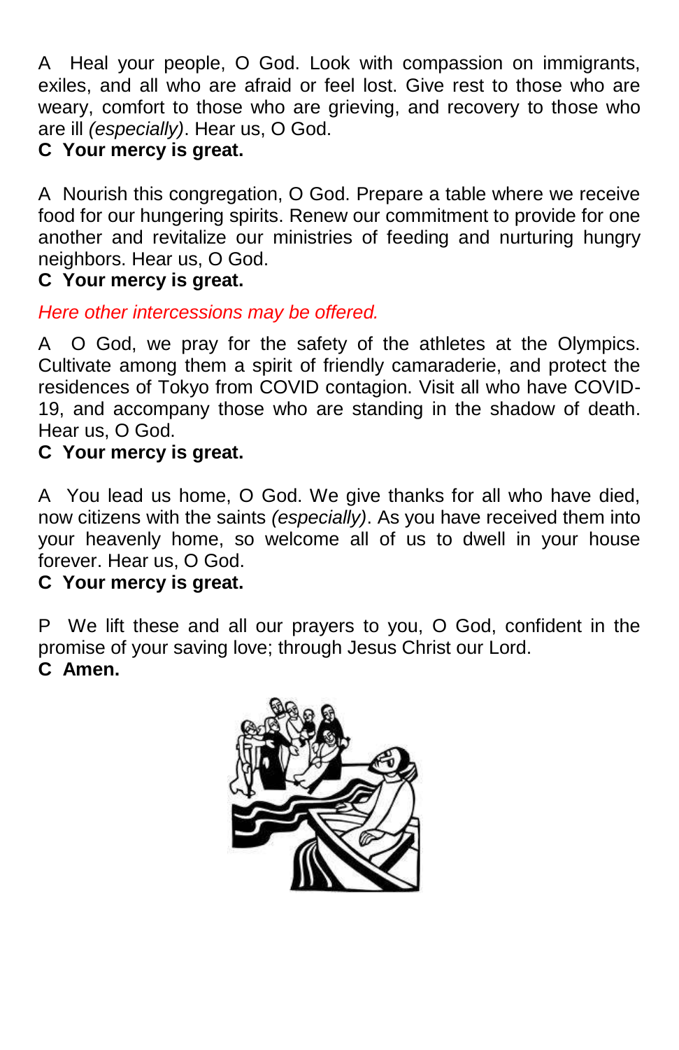A Heal your people, O God. Look with compassion on immigrants, exiles, and all who are afraid or feel lost. Give rest to those who are weary, comfort to those who are grieving, and recovery to those who are ill *(especially)*. Hear us, O God.

**C Your mercy is great.**

A Nourish this congregation, O God. Prepare a table where we receive food for our hungering spirits. Renew our commitment to provide for one another and revitalize our ministries of feeding and nurturing hungry neighbors. Hear us, O God.

**C Your mercy is great.**

*Here other intercessions may be offered.*

A O God, we pray for the safety of the athletes at the Olympics. Cultivate among them a spirit of friendly camaraderie, and protect the residences of Tokyo from COVID contagion. Visit all who have COVID-19, and accompany those who are standing in the shadow of death. Hear us, O God.

**C Your mercy is great.**

A You lead us home, O God. We give thanks for all who have died, now citizens with the saints *(especially)*. As you have received them into your heavenly home, so welcome all of us to dwell in your house forever. Hear us, O God.

**C Your mercy is great.**

P We lift these and all our prayers to you, O God, confident in the promise of your saving love; through Jesus Christ our Lord.

**C Amen.**